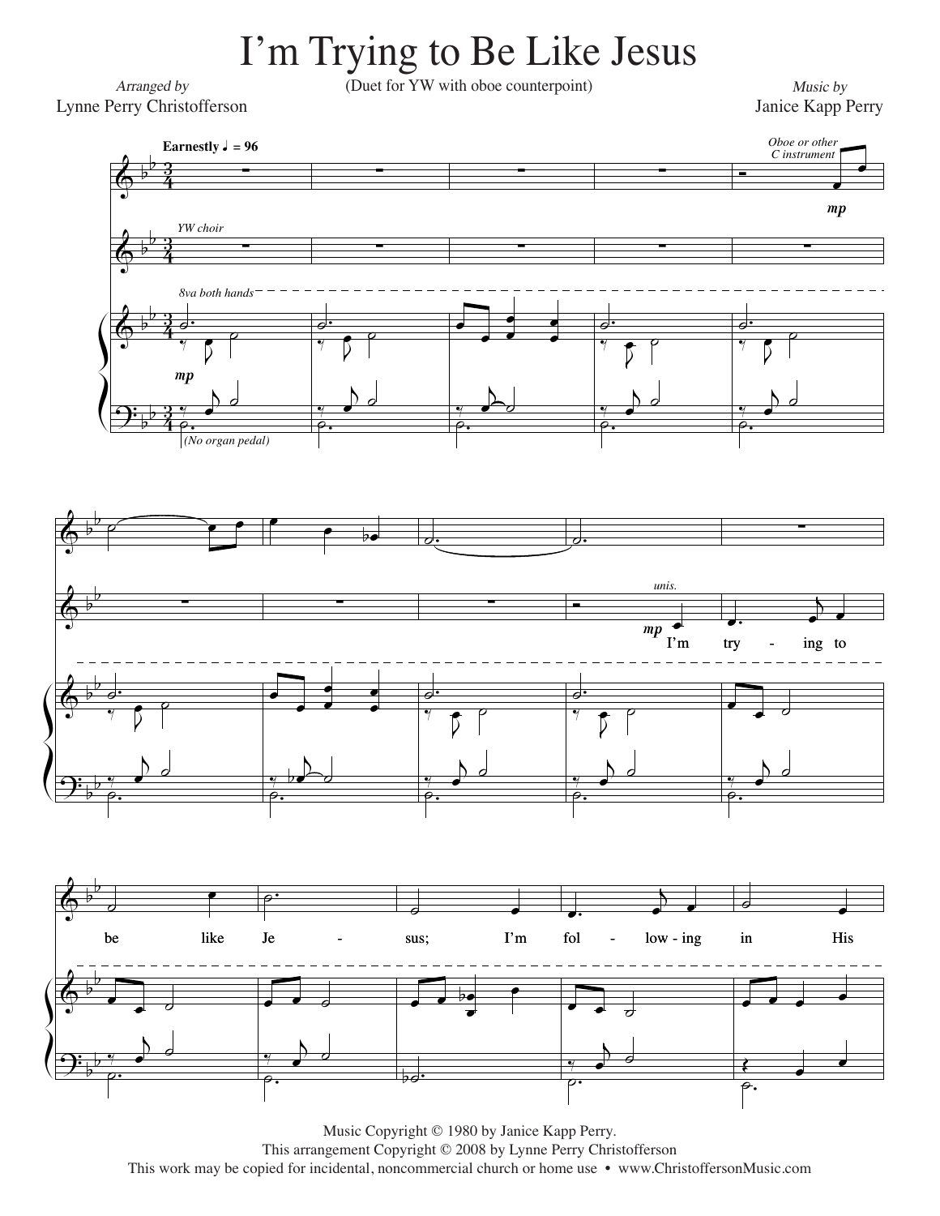# I'm Trying to Be Like Jesus

*Arranged by*
Lynne Perry Christofferson

(Duet for YW with oboe counterpoint)

*Music by*
Janice Kapp Perry

Music Copyright © 1980 by Janice Kapp Perry.
This arrangement Copyright © 2008 by Lynne Perry Christofferson
This work may be copied for incidental, noncommercial church or home use • www.ChristoffersonMusic.com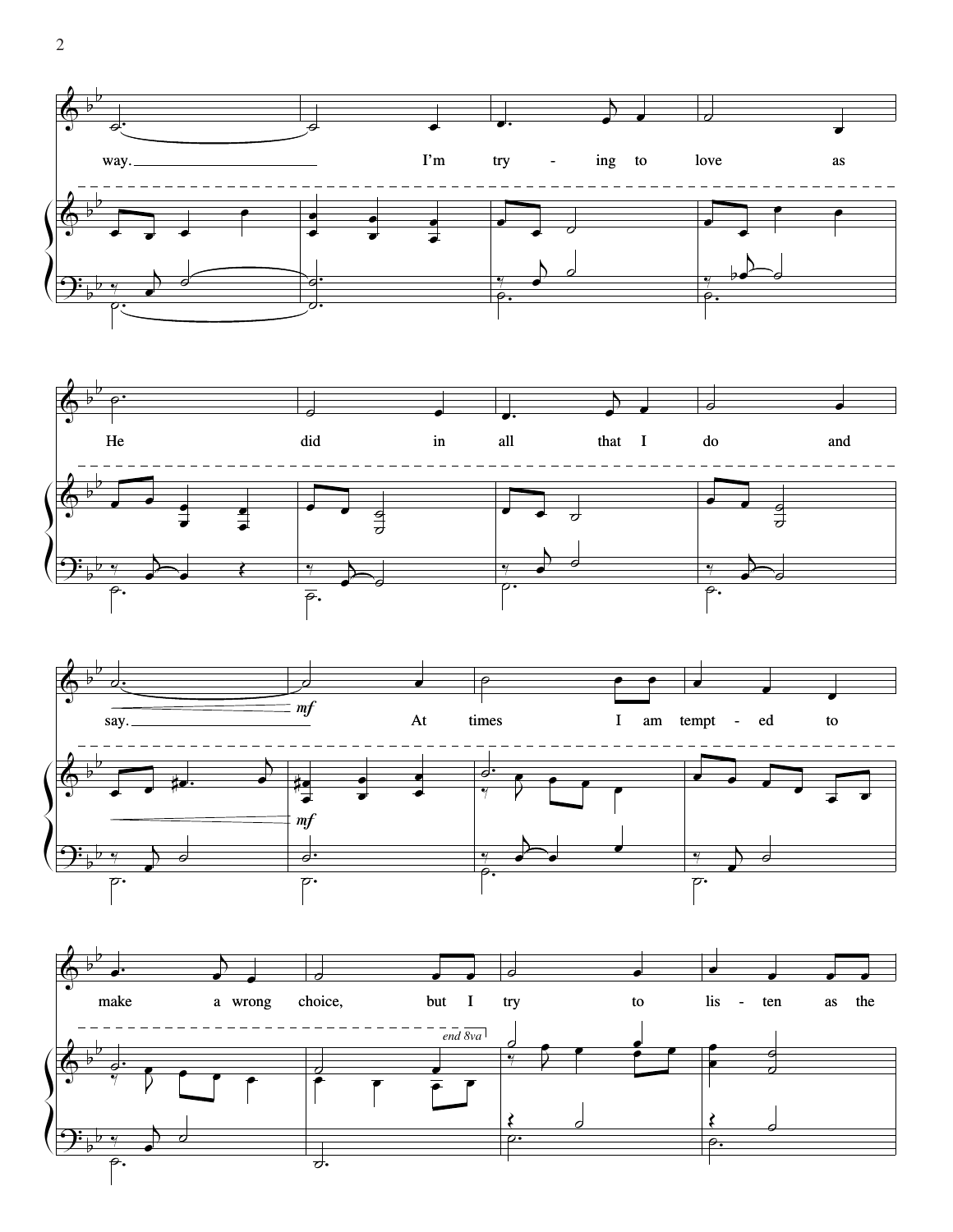way. I'm try - ing to love as

He did in all that I do and

say. *mf* At times I am tempt - ed to

make a wrong choice, but I try to lis - ten as the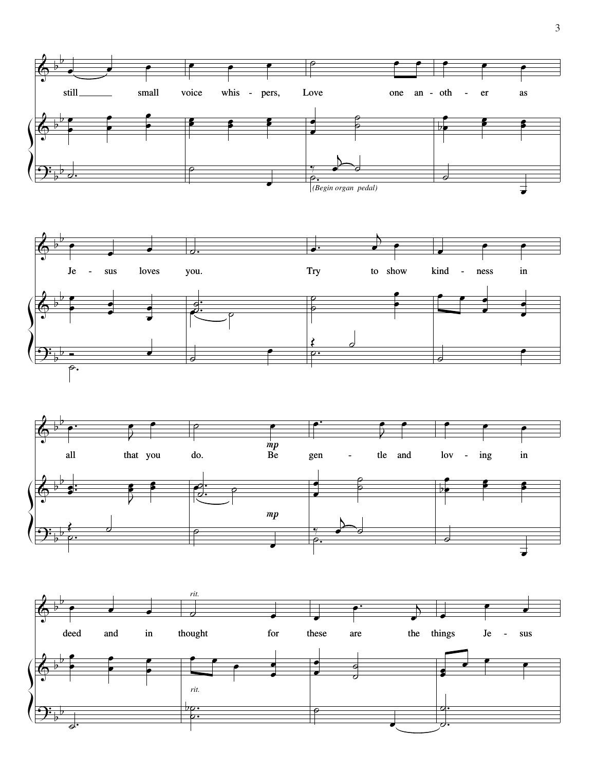still small voice whis - pers, Love one an - oth - er as

(Begin organ pedal)

Je - sus loves you. Try to show kind - ness in

all that you do. *mp* Be gen - tle and lov - ing in

*mp*

deed and in *rit.* thought for these are the things Je - sus

*rit.*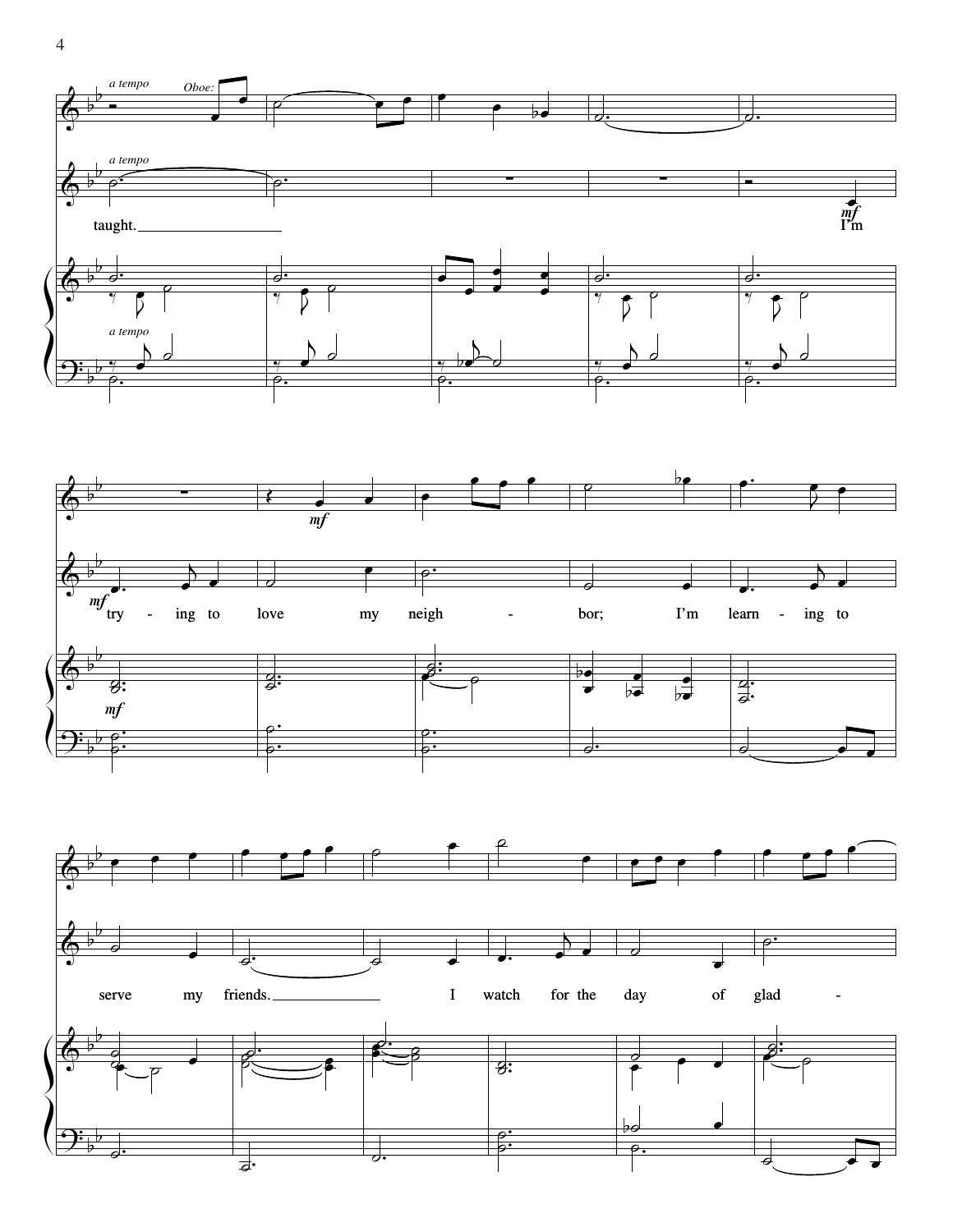*a tempo* Oboe:

*a tempo*

taught. I'm

*mf*

try - ing to love my neigh - bor; I'm learn - ing to

serve my friends. I watch for the day of glad -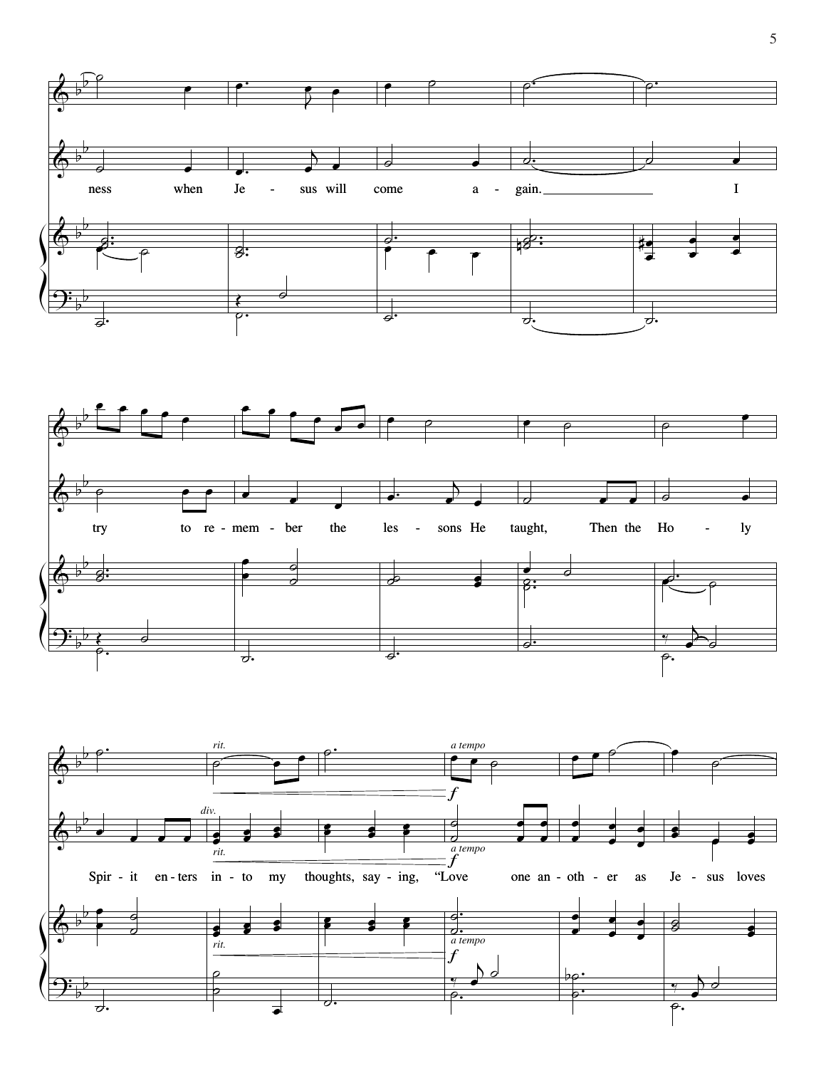ness when Je - sus will come a - gain. I

try to re - mem - ber the les - sons He taught, Then the Ho - ly

Spir - it en - ters in - to my thoughts, say - ing, "Love one an - oth - er as Je - sus loves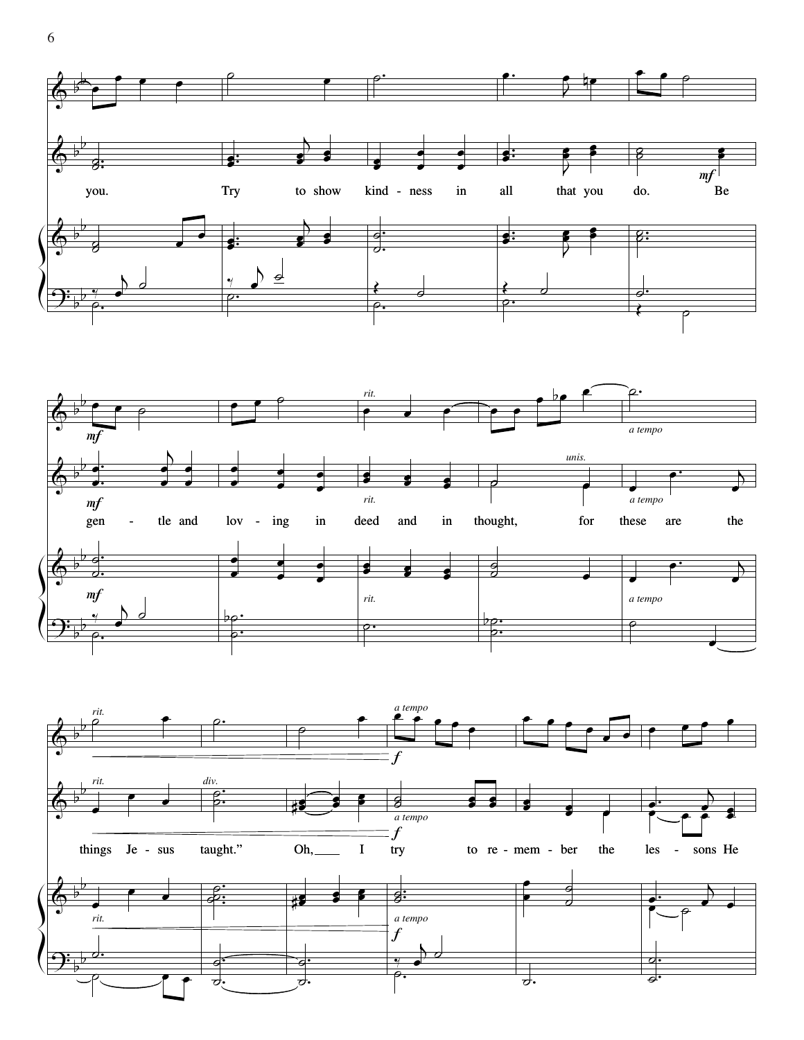you. Try to show kind - ness in all that you do. Be

*mf*

gen - tle and lov - ing in deed and in thought, for these are the

*rit.* *unis.* *a tempo*

things Je - sus taught." Oh, I try to re - mem - ber the les - sons He

*rit.* *div.* *a tempo* *f*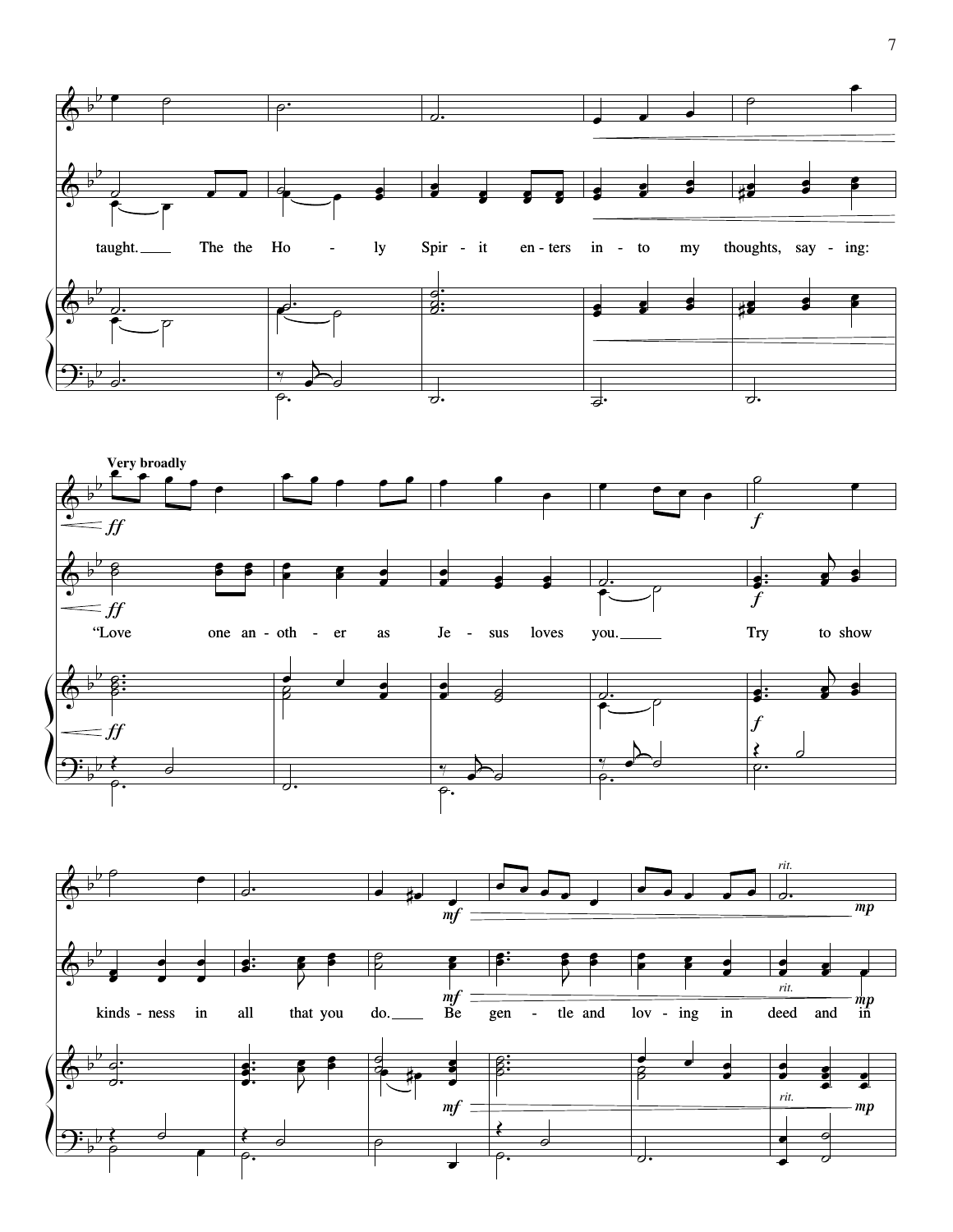taught. The the Ho - ly Spir - it en - ters in - to my thoughts, say - ing:

**Very broadly**

*ff*

"Love one an - oth - er as Je - sus loves you. Try to show

*f*

kinds - ness in all that you do. Be gen - tle and lov - ing in deed and in

*mf* *rit.* *mp*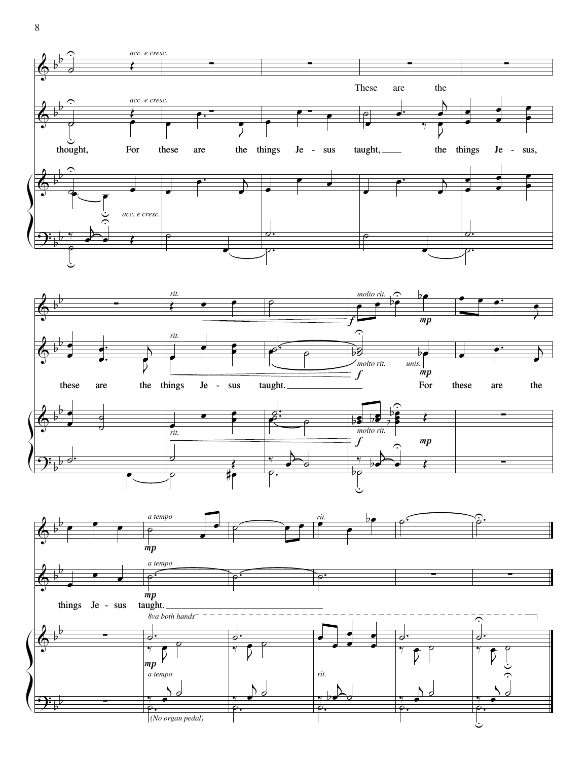*acc. e cresc.*

These are the

thought, For these are the things Je - sus taught, the things Je - sus, these are the things Je - sus taught.

*rit.* *molto rit.* *unis.*

*f* *mp*

For these are the things Je - sus taught.

*a tempo*

*mp*

*8va both hands*

*(No organ pedal)*